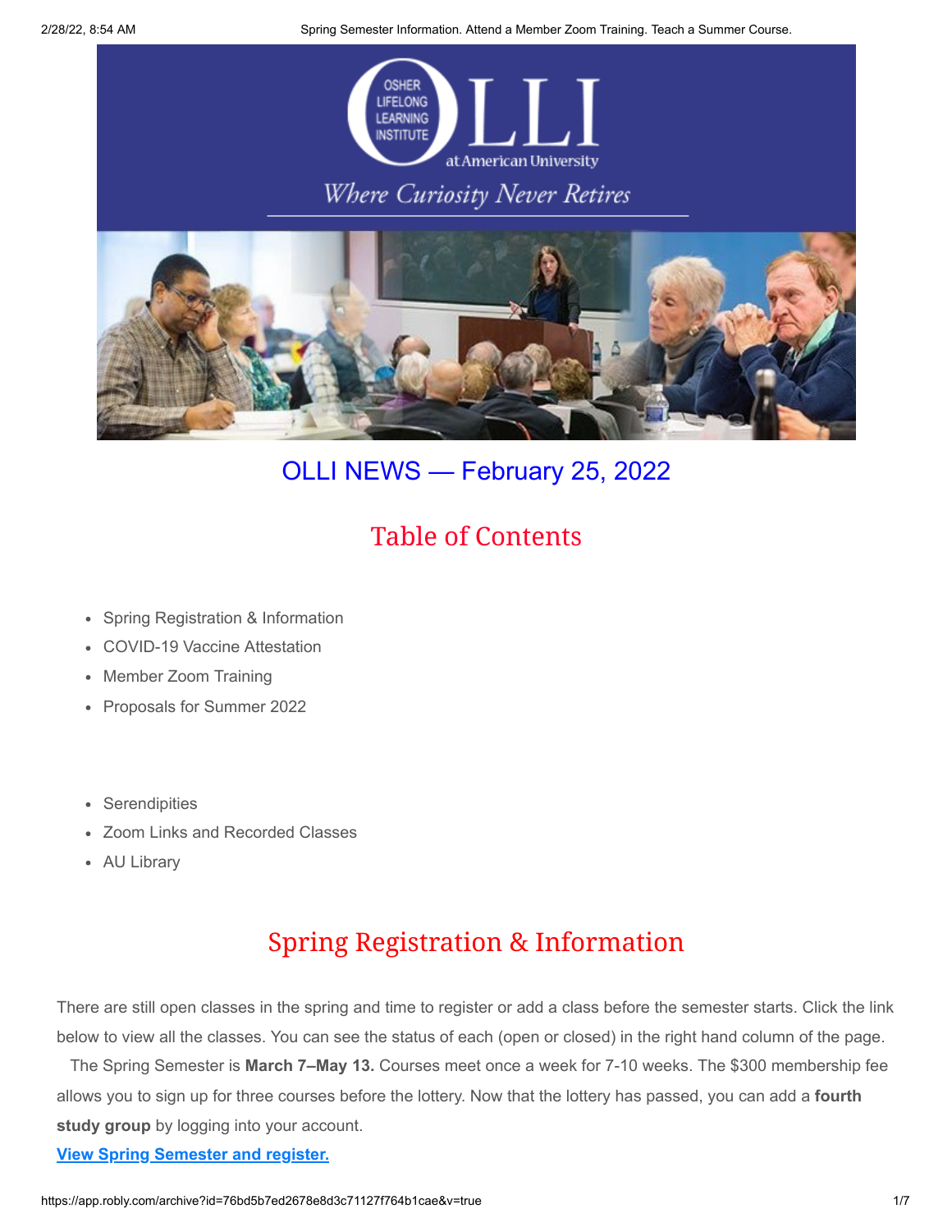# OLLI NEWS — February 25, 2022

## Table of Contents

- Spring Registration & Information
- COVID-19 Vaccine Attestation
- Member Zoom Training
- Proposals for Summer 2022

- Serendipities
- Zoom Links and Recorded Classes
- AU Library

## Spring Registration & Information

There are still open classes in the spring and time to register or add a class before the semester starts. Click the link below to view all the classes. You can see the status of each (open or closed) in the right hand column of the page.

The Spring Semester is **March 7–May 13.** Courses meet once a week for 7-10 weeks. The $300 membership fee allows you to sign up for three courses before the lottery. Now that the lottery has passed, you can add a **fourth study group** by logging into your account.

**View Spring Semester and register.**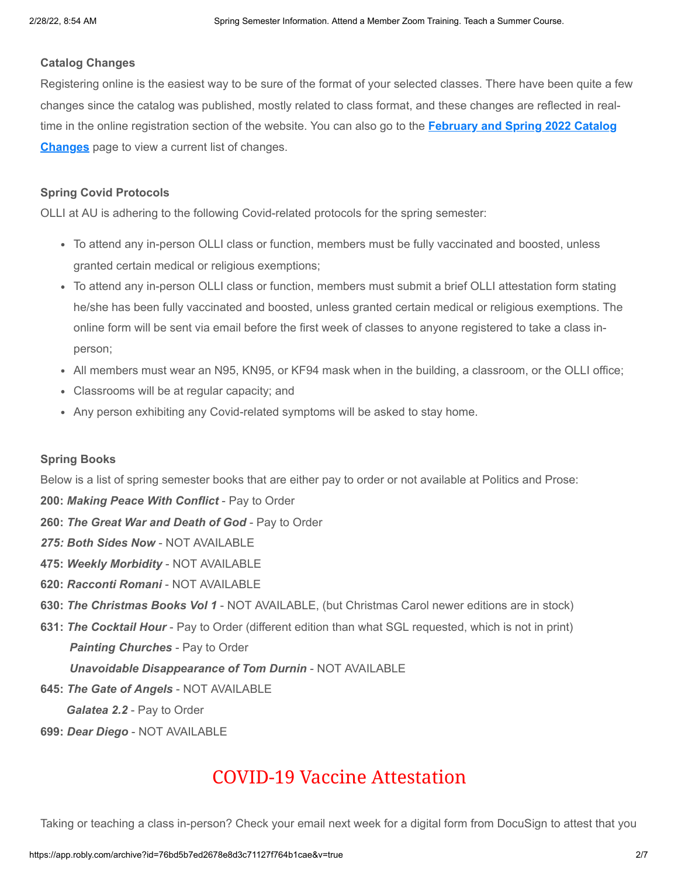### Catalog Changes

Registering online is the easiest way to be sure of the format of your selected classes. There have been quite a few changes since the catalog was published, mostly related to class format, and these changes are reflected in real-time in the online registration section of the website. You can also go to the **February and Spring 2022 Catalog Changes** page to view a current list of changes.

### Spring Covid Protocols

OLLI at AU is adhering to the following Covid-related protocols for the spring semester:

- To attend any in-person OLLI class or function, members must be fully vaccinated and boosted, unless granted certain medical or religious exemptions;
- To attend any in-person OLLI class or function, members must submit a brief OLLI attestation form stating he/she has been fully vaccinated and boosted, unless granted certain medical or religious exemptions. The online form will be sent via email before the first week of classes to anyone registered to take a class in-person;
- All members must wear an N95, KN95, or KF94 mask when in the building, a classroom, or the OLLI office;
- Classrooms will be at regular capacity; and
- Any person exhibiting any Covid-related symptoms will be asked to stay home.

### Spring Books

Below is a list of spring semester books that are either pay to order or not available at Politics and Prose:

**200:** ***Making Peace With Conflict*** - Pay to Order

**260:** ***The Great War and Death of God*** - Pay to Order

***275: Both Sides Now*** - NOT AVAILABLE

**475:** ***Weekly Morbidity*** - NOT AVAILABLE

**620:** ***Racconti Romani*** - NOT AVAILABLE

**630:** ***The Christmas Books Vol 1*** - NOT AVAILABLE, (but Christmas Carol newer editions are in stock)

**631:** ***The Cocktail Hour*** - Pay to Order (different edition than what SGL requested, which is not in print)

***Painting Churches*** - Pay to Order

***Unavoidable Disappearance of Tom Durnin*** - NOT AVAILABLE

**645:** ***The Gate of Angels*** - NOT AVAILABLE

***Galatea 2.2*** - Pay to Order

**699:** ***Dear Diego*** - NOT AVAILABLE

## COVID-19 Vaccine Attestation

Taking or teaching a class in-person? Check your email next week for a digital form from DocuSign to attest that you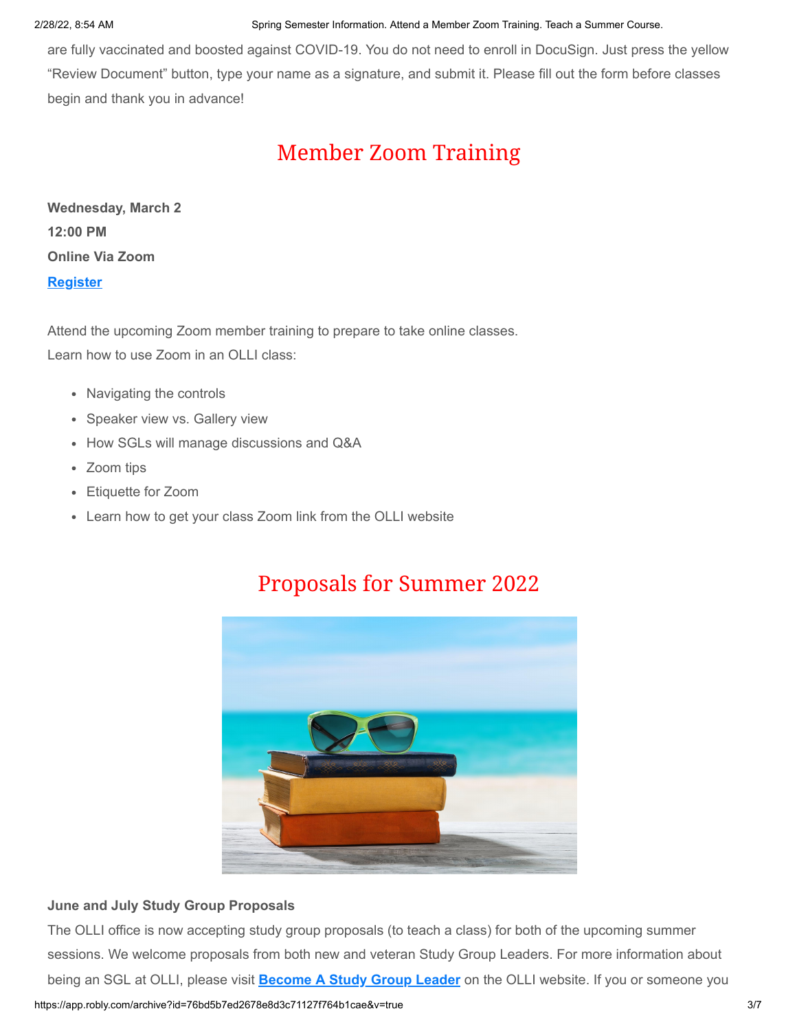are fully vaccinated and boosted against COVID-19. You do not need to enroll in DocuSign. Just press the yellow "Review Document" button, type your name as a signature, and submit it. Please fill out the form before classes begin and thank you in advance!

## Member Zoom Training

**Wednesday, March 2**
**12:00 PM**
**Online Via Zoom**
**[Register]**

Attend the upcoming Zoom member training to prepare to take online classes.
Learn how to use Zoom in an OLLI class:

- Navigating the controls
- Speaker view vs. Gallery view
- How SGLs will manage discussions and Q&A
- Zoom tips
- Etiquette for Zoom
- Learn how to get your class Zoom link from the OLLI website

## Proposals for Summer 2022

**June and July Study Group Proposals**

The OLLI office is now accepting study group proposals (to teach a class) for both of the upcoming summer sessions. We welcome proposals from both new and veteran Study Group Leaders. For more information about being an SGL at OLLI, please visit **Become A Study Group Leader** on the OLLI website. If you or someone you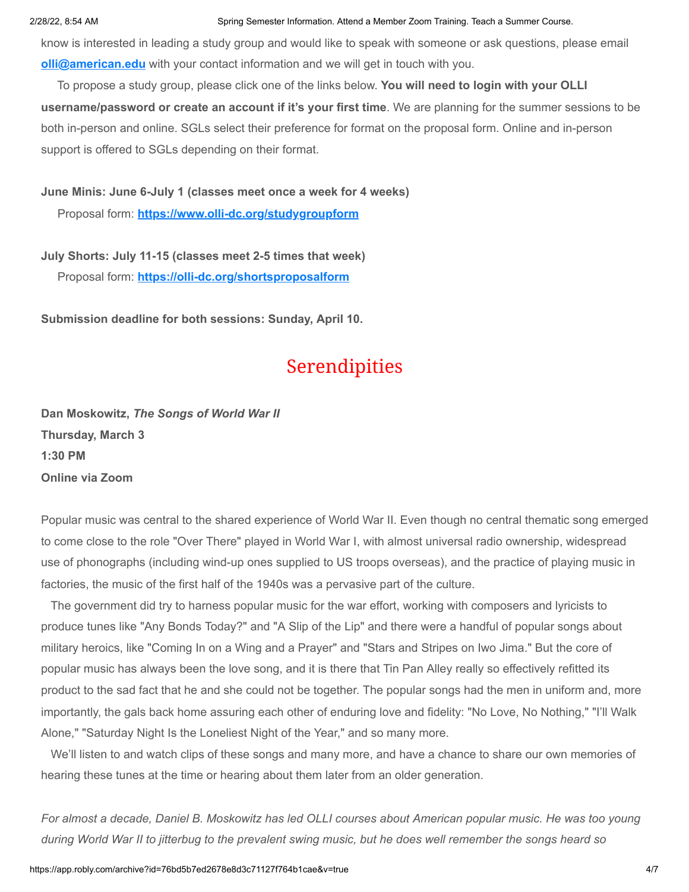know is interested in leading a study group and would like to speak with someone or ask questions, please email **olli@american.edu** with your contact information and we will get in touch with you.

To propose a study group, please click one of the links below. **You will need to login with your OLLI username/password or create an account if it's your first time**. We are planning for the summer sessions to be both in-person and online. SGLs select their preference for format on the proposal form. Online and in-person support is offered to SGLs depending on their format.

**June Minis: June 6-July 1 (classes meet once a week for 4 weeks)**

Proposal form: **https://www.olli-dc.org/studygroupform**

**July Shorts: July 11-15 (classes meet 2-5 times that week)**

Proposal form: **https://olli-dc.org/shortsproposalform**

**Submission deadline for both sessions: Sunday, April 10.**

## Serendipities

**Dan Moskowitz, *The Songs of World War II***
**Thursday, March 3**
**1:30 PM**
**Online via Zoom**

Popular music was central to the shared experience of World War II. Even though no central thematic song emerged to come close to the role "Over There" played in World War I, with almost universal radio ownership, widespread use of phonographs (including wind-up ones supplied to US troops overseas), and the practice of playing music in factories, the music of the first half of the 1940s was a pervasive part of the culture.

The government did try to harness popular music for the war effort, working with composers and lyricists to produce tunes like "Any Bonds Today?" and "A Slip of the Lip" and there were a handful of popular songs about military heroics, like "Coming In on a Wing and a Prayer" and "Stars and Stripes on Iwo Jima." But the core of popular music has always been the love song, and it is there that Tin Pan Alley really so effectively refitted its product to the sad fact that he and she could not be together. The popular songs had the men in uniform and, more importantly, the gals back home assuring each other of enduring love and fidelity: "No Love, No Nothing," "I'll Walk Alone," "Saturday Night Is the Loneliest Night of the Year," and so many more.

We'll listen to and watch clips of these songs and many more, and have a chance to share our own memories of hearing these tunes at the time or hearing about them later from an older generation.

*For almost a decade, Daniel B. Moskowitz has led OLLI courses about American popular music. He was too young during World War II to jitterbug to the prevalent swing music, but he does well remember the songs heard so*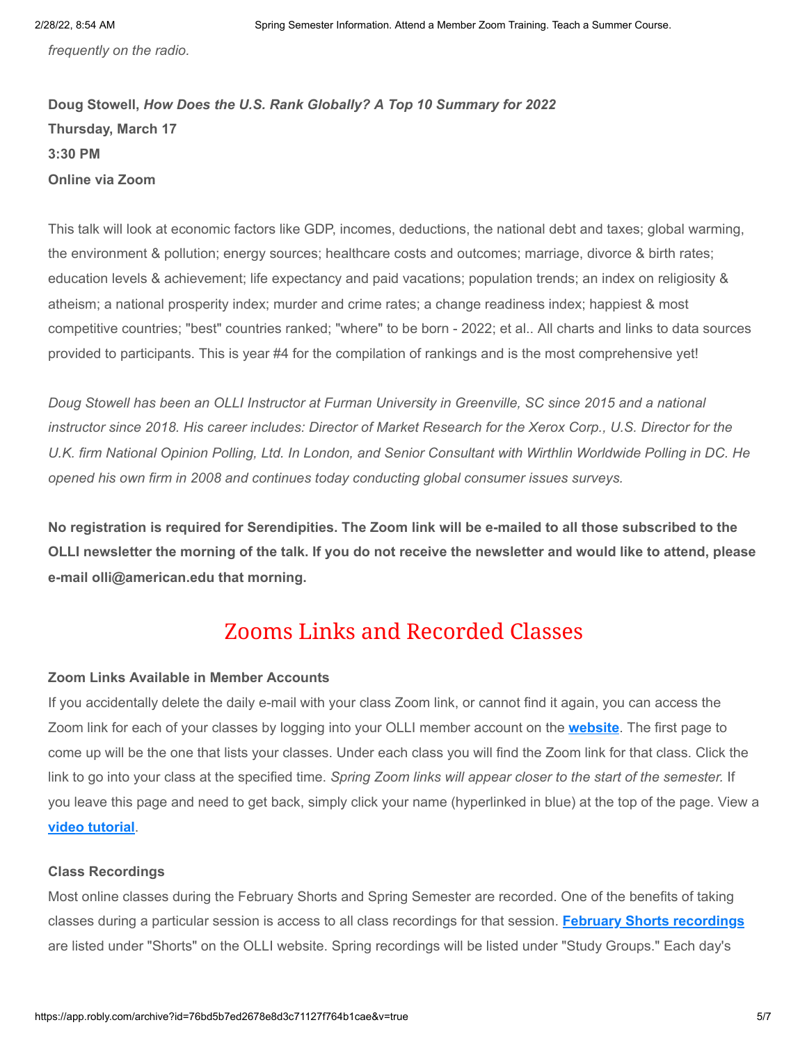*frequently on the radio.*

**Doug Stowell,** ***How Does the U.S. Rank Globally? A Top 10 Summary for 2022***
**Thursday, March 17**
**3:30 PM**
**Online via Zoom**

This talk will look at economic factors like GDP, incomes, deductions, the national debt and taxes; global warming, the environment & pollution; energy sources; healthcare costs and outcomes; marriage, divorce & birth rates; education levels & achievement; life expectancy and paid vacations; population trends; an index on religiosity & atheism; a national prosperity index; murder and crime rates; a change readiness index; happiest & most competitive countries; "best" countries ranked; "where" to be born - 2022; et al.. All charts and links to data sources provided to participants. This is year #4 for the compilation of rankings and is the most comprehensive yet!

*Doug Stowell has been an OLLI Instructor at Furman University in Greenville, SC since 2015 and a national instructor since 2018. His career includes: Director of Market Research for the Xerox Corp., U.S. Director for the U.K. firm National Opinion Polling, Ltd. In London, and Senior Consultant with Wirthlin Worldwide Polling in DC. He opened his own firm in 2008 and continues today conducting global consumer issues surveys.*

**No registration is required for Serendipities. The Zoom link will be e-mailed to all those subscribed to the OLLI newsletter the morning of the talk. If you do not receive the newsletter and would like to attend, please e-mail olli@american.edu that morning.**

## Zooms Links and Recorded Classes

**Zoom Links Available in Member Accounts**

If you accidentally delete the daily e-mail with your class Zoom link, or cannot find it again, you can access the Zoom link for each of your classes by logging into your OLLI member account on the **website**. The first page to come up will be the one that lists your classes. Under each class you will find the Zoom link for that class. Click the link to go into your class at the specified time. *Spring Zoom links will appear closer to the start of the semester.* If you leave this page and need to get back, simply click your name (hyperlinked in blue) at the top of the page. View a **video tutorial**.

**Class Recordings**

Most online classes during the February Shorts and Spring Semester are recorded. One of the benefits of taking classes during a particular session is access to all class recordings for that session. **February Shorts recordings** are listed under "Shorts" on the OLLI website. Spring recordings will be listed under "Study Groups." Each day's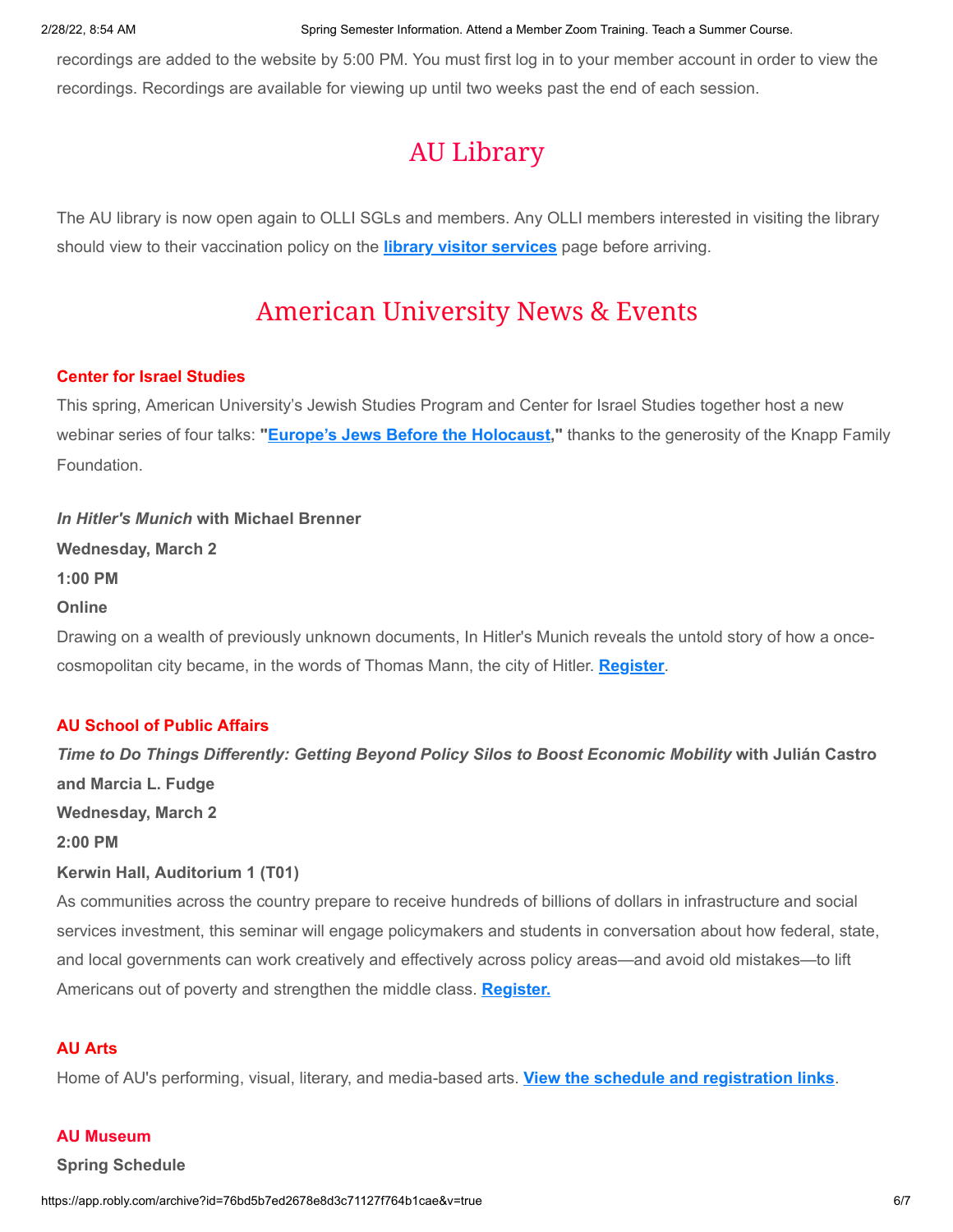recordings are added to the website by 5:00 PM. You must first log in to your member account in order to view the recordings. Recordings are available for viewing up until two weeks past the end of each session.

## AU Library

The AU library is now open again to OLLI SGLs and members. Any OLLI members interested in visiting the library should view to their vaccination policy on the **library visitor services** page before arriving.

## American University News & Events

**Center for Israel Studies**

This spring, American University's Jewish Studies Program and Center for Israel Studies together host a new webinar series of four talks: **"Europe's Jews Before the Holocaust,"** thanks to the generosity of the Knapp Family Foundation.

***In Hitler's Munich*** **with Michael Brenner**

**Wednesday, March 2**

**1:00 PM**

**Online**

Drawing on a wealth of previously unknown documents, In Hitler's Munich reveals the untold story of how a once-cosmopolitan city became, in the words of Thomas Mann, the city of Hitler. **Register**.

**AU School of Public Affairs**

***Time to Do Things Differently: Getting Beyond Policy Silos to Boost Economic Mobility*** **with Julián Castro and Marcia L. Fudge**

**Wednesday, March 2**

**2:00 PM**

**Kerwin Hall, Auditorium 1 (T01)**

As communities across the country prepare to receive hundreds of billions of dollars in infrastructure and social services investment, this seminar will engage policymakers and students in conversation about how federal, state, and local governments can work creatively and effectively across policy areas—and avoid old mistakes—to lift Americans out of poverty and strengthen the middle class. **Register.**

**AU Arts**

Home of AU's performing, visual, literary, and media-based arts. **View the schedule and registration links**.

**AU Museum**

**Spring Schedule**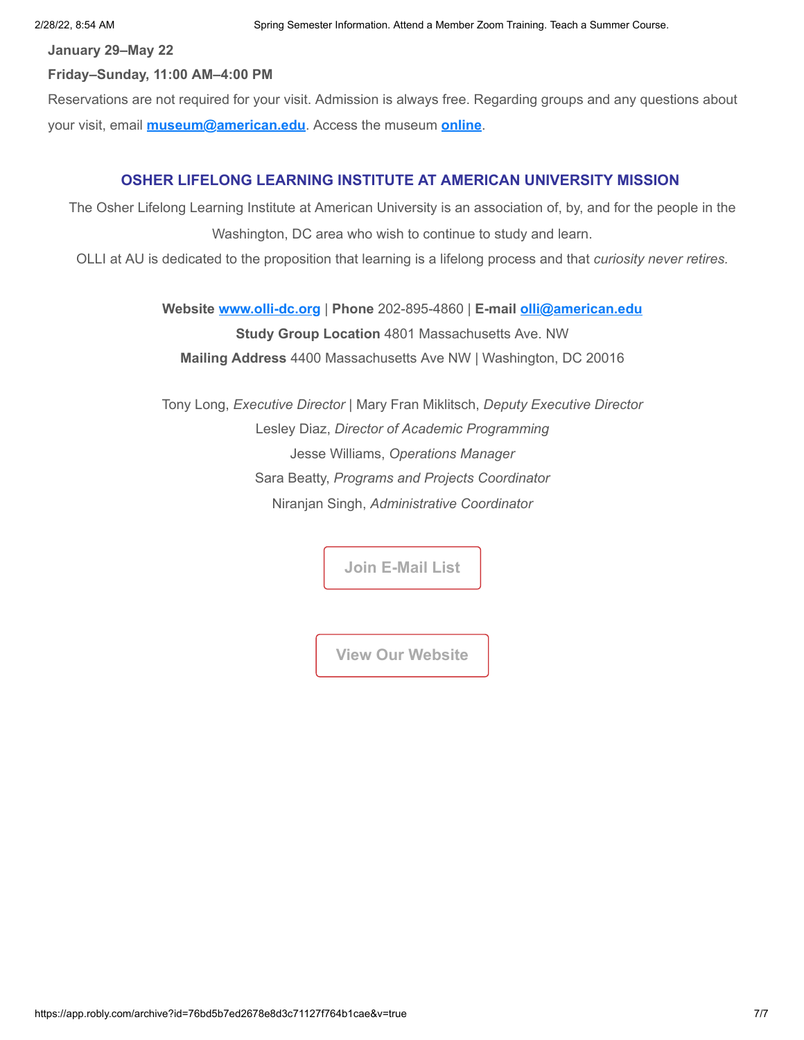**January 29–May 22**

**Friday–Sunday, 11:00 AM–4:00 PM**

Reservations are not required for your visit. Admission is always free. Regarding groups and any questions about your visit, email **museum@american.edu**. Access the museum **online**.

## OSHER LIFELONG LEARNING INSTITUTE AT AMERICAN UNIVERSITY MISSION

The Osher Lifelong Learning Institute at American University is an association of, by, and for the people in the Washington, DC area who wish to continue to study and learn.

OLLI at AU is dedicated to the proposition that learning is a lifelong process and that *curiosity never retires.*

**Website** www.olli-dc.org | **Phone** 202-895-4860 | **E-mail** olli@american.edu

**Study Group Location** 4801 Massachusetts Ave. NW

**Mailing Address** 4400 Massachusetts Ave NW | Washington, DC 20016

Tony Long, *Executive Director* | Mary Fran Miklitsch, *Deputy Executive Director*

Lesley Diaz, *Director of Academic Programming*

Jesse Williams, *Operations Manager*

Sara Beatty, *Programs and Projects Coordinator*

Niranjan Singh, *Administrative Coordinator*

Join E-Mail List

View Our Website